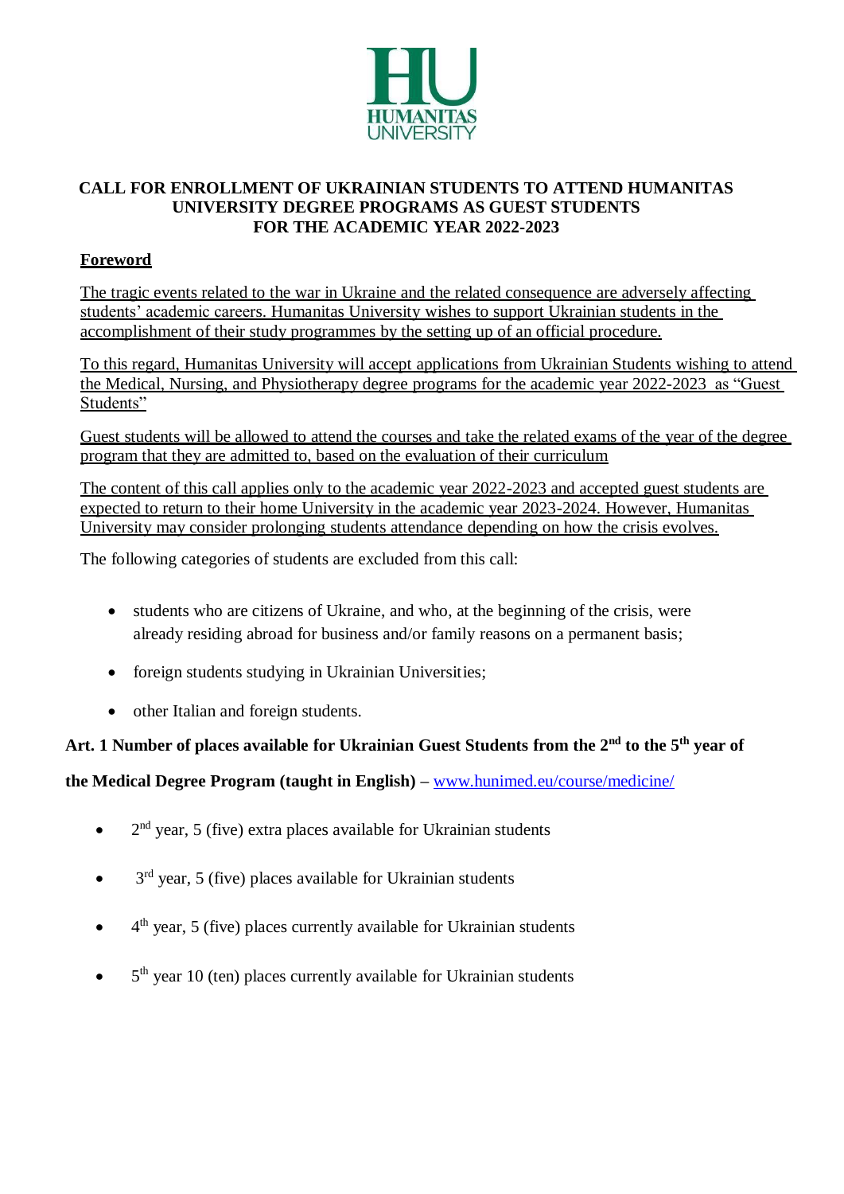# CALL FOR ENROLLMENT OF UKRAINIAN STUDENTS TO ATTEND HUMANITAS UNIVERSITY DEGREE PROGRAMS AS GUEST STUDENTS FOR THE ACADEMIC YEAR 2022-2023

## Foreword

The tragic events related to the war in Ukraine and the related consequence are adversely affecting students' academic careers. Humanitas University wishes to support Ukrainian students in the accomplishment of their study programmes by the setting up of an official procedure.

To this regard, Humanitas University will accept applications from Ukrainian Students wishing to attend the Medical, Nursing, and Physiotherapy degree programs for the academic year 2022-2023 as "Guest Students"

Guest students will be allowed to attend the courses and take the related exams of the year of the degree program that they are admitted to, based on the evaluation of their curriculum

The content of this call applies only to the academic year 2022-2023 and accepted guest students are expected to return to their home University in the academic year 2023-2024. However, Humanitas University may consider prolonging students attendance depending on how the crisis evolves.

The following categories of students are excluded from this call:

- students who are citizens of Ukraine, and who, at the beginning of the crisis, were already residing abroad for business and/or family reasons on a permanent basis;
- foreign students studying in Ukrainian Universities;
- other Italian and foreign students.

## Art. 1 Number of places available for Ukrainian Guest Students from the 2nd to the 5th year of the Medical Degree Program (taught in English) – www.hunimed.eu/course/medicine/

- 2nd year, 5 (five) extra places available for Ukrainian students
- 3rd year, 5 (five) places available for Ukrainian students
- 4th year, 5 (five) places currently available for Ukrainian students
- 5th year 10 (ten) places currently available for Ukrainian students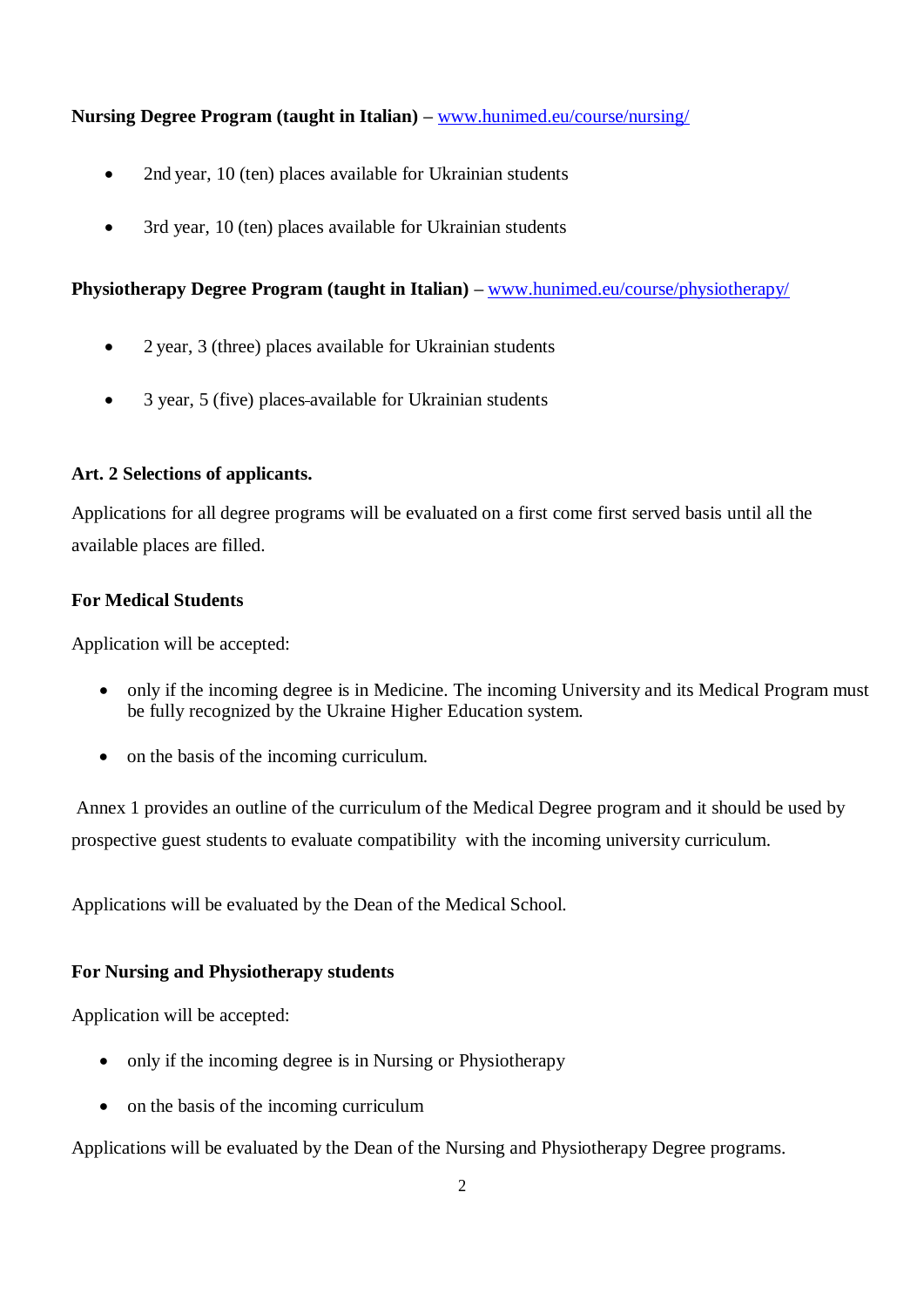**Nursing Degree Program (taught in Italian)** – [www.hunimed.eu/course/nursing/](http://www.hunimed.eu/course/nursing/)

- 2nd year, 10 (ten) places available for Ukrainian students
- 3rd year, 10 (ten) places available for Ukrainian students

**Physiotherapy Degree Program (taught in Italian)** – [www.hunimed.eu/course/physiotherapy/](http://www.hunimed.eu/course/physiotherapy/)

- 2 year, 3 (three) places available for Ukrainian students
- 3 year, 5 (five) places available for Ukrainian students

**Art. 2 Selections of applicants.**

Applications for all degree programs will be evaluated on a first come first served basis until all the available places are filled.

**For Medical Students**

Application will be accepted:

- only if the incoming degree is in Medicine. The incoming University and its Medical Program must be fully recognized by the Ukraine Higher Education system.
- on the basis of the incoming curriculum.

Annex 1 provides an outline of the curriculum of the Medical Degree program and it should be used by prospective guest students to evaluate compatibility with the incoming university curriculum.

Applications will be evaluated by the Dean of the Medical School.

**For Nursing and Physiotherapy students**

Application will be accepted:

- only if the incoming degree is in Nursing or Physiotherapy
- on the basis of the incoming curriculum

Applications will be evaluated by the Dean of the Nursing and Physiotherapy Degree programs.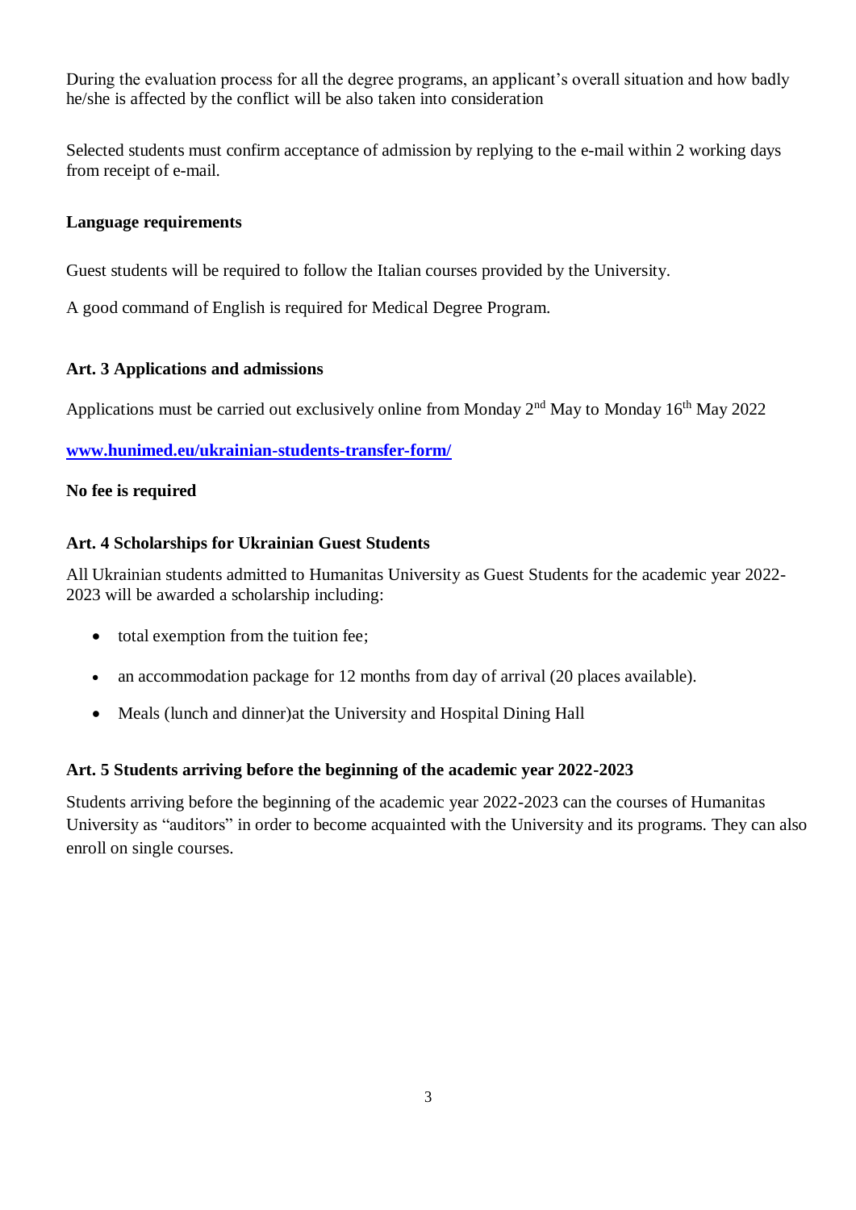During the evaluation process for all the degree programs, an applicant's overall situation and how badly he/she is affected by the conflict will be also taken into consideration

Selected students must confirm acceptance of admission by replying to the e-mail within 2 working days from receipt of e-mail.

**Language requirements**

Guest students will be required to follow the Italian courses provided by the University.

A good command of English is required for Medical Degree Program.

**Art. 3 Applications and admissions**

Applications must be carried out exclusively online from Monday 2nd May to Monday 16th May 2022

**[www.hunimed.eu/ukrainian-students-transfer-form/](www.hunimed.eu/ukrainian-students-transfer-form/)**

**No fee is required**

**Art. 4 Scholarships for Ukrainian Guest Students**

All Ukrainian students admitted to Humanitas University as Guest Students for the academic year 2022-2023 will be awarded a scholarship including:

- total exemption from the tuition fee;
- an accommodation package for 12 months from day of arrival (20 places available).
- Meals (lunch and dinner)at the University and Hospital Dining Hall

**Art. 5 Students arriving before the beginning of the academic year 2022-2023**

Students arriving before the beginning of the academic year 2022-2023 can the courses of Humanitas University as "auditors" in order to become acquainted with the University and its programs. They can also enroll on single courses.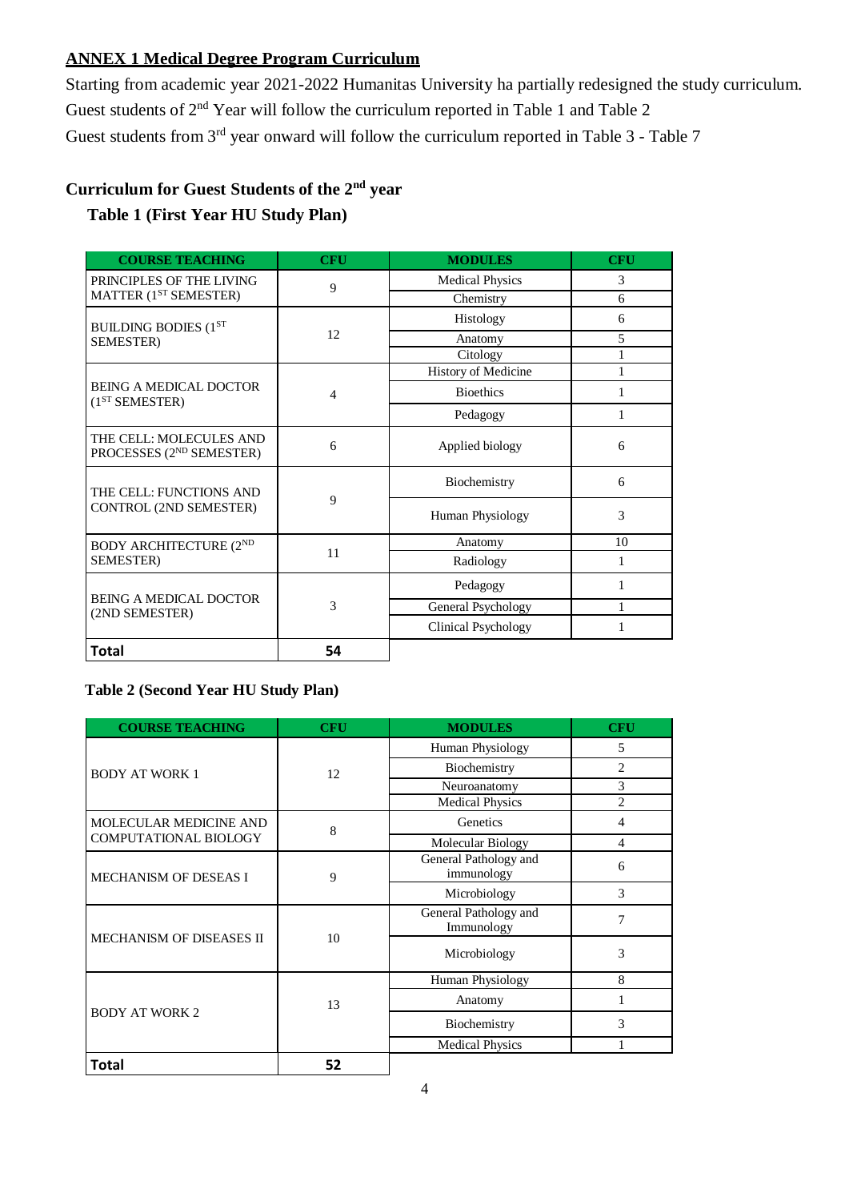## ANNEX 1 Medical Degree Program Curriculum

Starting from academic year 2021-2022 Humanitas University ha partially redesigned the study curriculum. Guest students of 2nd Year will follow the curriculum reported in Table 1 and Table 2

Guest students from 3rd year onward will follow the curriculum reported in Table 3 - Table 7

### Curriculum for Guest Students of the 2nd year

**Table 1 (First Year HU Study Plan)**

| COURSE TEACHING | CFU | MODULES | CFU |
|---|---|---|---|
| PRINCIPLES OF THE LIVING MATTER (1ST SEMESTER) | 9 | Medical Physics | 3 |
| | | Chemistry | 6 |
| BUILDING BODIES (1ST SEMESTER) | 12 | Histology | 6 |
| | | Anatomy | 5 |
| | | Citology | 1 |
| BEING A MEDICAL DOCTOR (1ST SEMESTER) | 4 | History of Medicine | 1 |
| | | Bioethics | 1 |
| | | Pedagogy | 1 |
| THE CELL: MOLECULES AND PROCESSES (2ND SEMESTER) | 6 | Applied biology | 6 |
| THE CELL: FUNCTIONS AND CONTROL (2ND SEMESTER) | 9 | Biochemistry | 6 |
| | | Human Physiology | 3 |
| BODY ARCHITECTURE (2ND SEMESTER) | 11 | Anatomy | 10 |
| | | Radiology | 1 |
| BEING A MEDICAL DOCTOR (2ND SEMESTER) | 3 | Pedagogy | 1 |
| | | General Psychology | 1 |
| | | Clinical Psychology | 1 |
| **Total** | **54** | | |

**Table 2 (Second Year HU Study Plan)**

| COURSE TEACHING | CFU | MODULES | CFU |
|---|---|---|---|
| BODY AT WORK 1 | 12 | Human Physiology | 5 |
| | | Biochemistry | 2 |
| | | Neuroanatomy | 3 |
| | | Medical Physics | 2 |
| MOLECULAR MEDICINE AND COMPUTATIONAL BIOLOGY | 8 | Genetics | 4 |
| | | Molecular Biology | 4 |
| MECHANISM OF DESEAS I | 9 | General Pathology and immunology | 6 |
| | | Microbiology | 3 |
| MECHANISM OF DISEASES II | 10 | General Pathology and Immunology | 7 |
| | | Microbiology | 3 |
| BODY AT WORK 2 | 13 | Human Physiology | 8 |
| | | Anatomy | 1 |
| | | Biochemistry | 3 |
| | | Medical Physics | 1 |
| **Total** | **52** | | |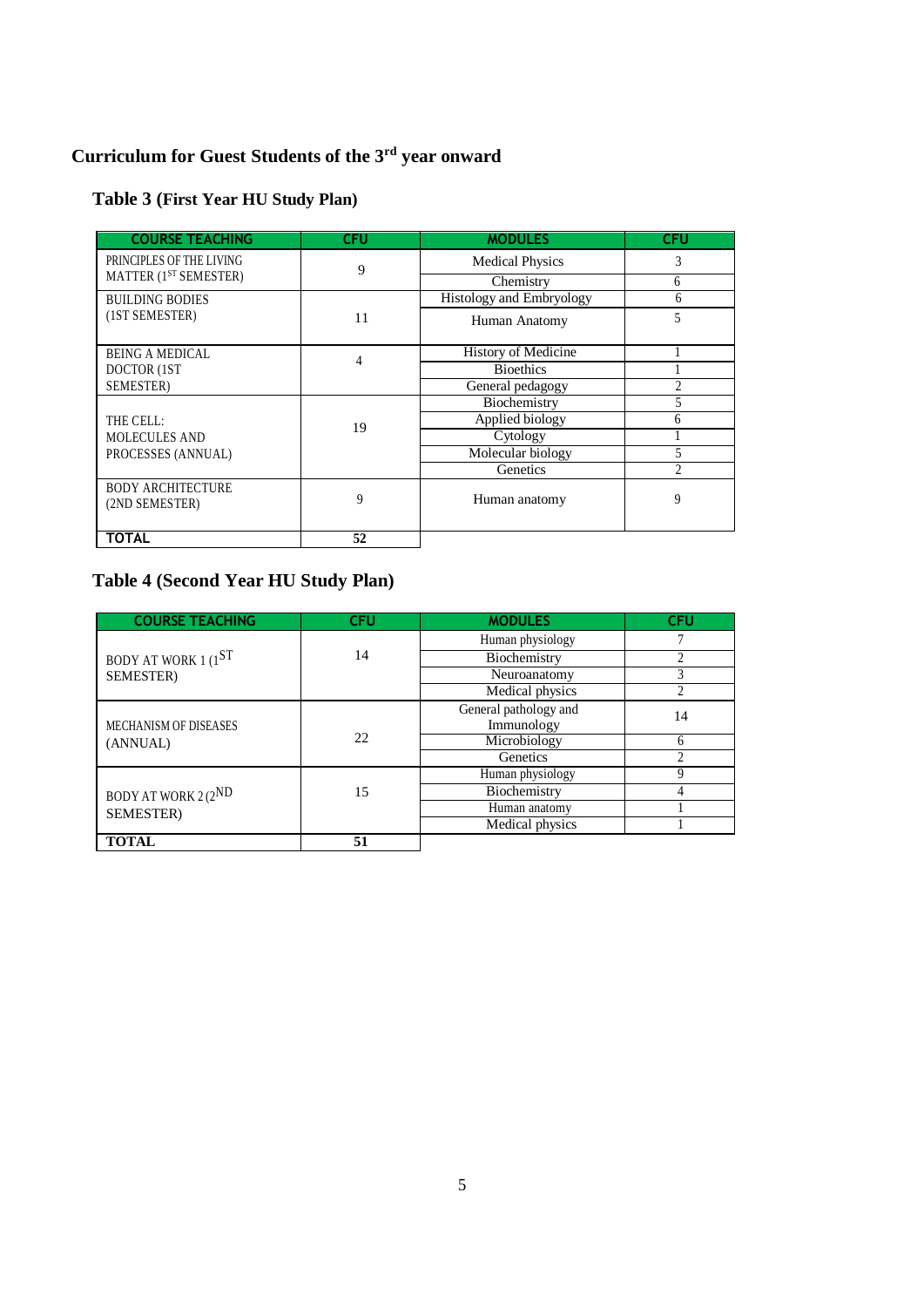## Curriculum for Guest Students of the 3rd year onward

### Table 3 (First Year HU Study Plan)

| COURSE TEACHING | CFU | MODULES | CFU |
|---|---|---|---|
| PRINCIPLES OF THE LIVING MATTER (1ST SEMESTER) | 9 | Medical Physics | 3 |
| | | Chemistry | 6 |
| BUILDING BODIES (1ST SEMESTER) | 11 | Histology and Embryology | 6 |
| | | Human Anatomy | 5 |
| BEING A MEDICAL DOCTOR (1ST SEMESTER) | 4 | History of Medicine | 1 |
| | | Bioethics | 1 |
| | | General pedagogy | 2 |
| THE CELL: MOLECULES AND PROCESSES (ANNUAL) | 19 | Biochemistry | 5 |
| | | Applied biology | 6 |
| | | Cytology | 1 |
| | | Molecular biology | 5 |
| | | Genetics | 2 |
| BODY ARCHITECTURE (2ND SEMESTER) | 9 | Human anatomy | 9 |
| **TOTAL** | **52** | | |

### Table 4 (Second Year HU Study Plan)

| COURSE TEACHING | CFU | MODULES | CFU |
|---|---|---|---|
| BODY AT WORK 1 (1ST SEMESTER) | 14 | Human physiology | 7 |
| | | Biochemistry | 2 |
| | | Neuroanatomy | 3 |
| | | Medical physics | 2 |
| MECHANISM OF DISEASES (ANNUAL) | 22 | General pathology and Immunology | 14 |
| | | Microbiology | 6 |
| | | Genetics | 2 |
| BODY AT WORK 2 (2ND SEMESTER) | 15 | Human physiology | 9 |
| | | Biochemistry | 4 |
| | | Human anatomy | 1 |
| | | Medical physics | 1 |
| **TOTAL** | **51** | | |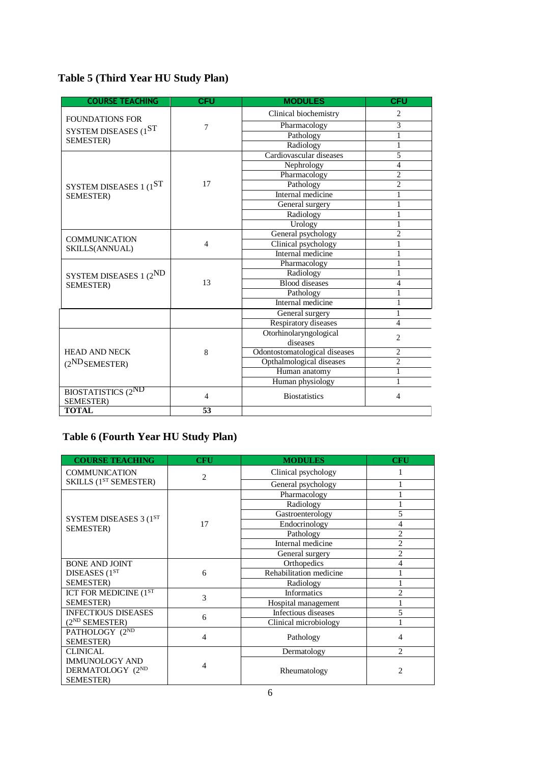## Table 5 (Third Year HU Study Plan)

| COURSE TEACHING | CFU | MODULES | CFU |
|---|---|---|---|
| FOUNDATIONS FOR SYSTEM DISEASES (1ST SEMESTER) | 7 | Clinical biochemistry | 2 |
| | | Pharmacology | 3 |
| | | Pathology | 1 |
| | | Radiology | 1 |
| SYSTEM DISEASES 1 (1ST SEMESTER) | 17 | Cardiovascular diseases | 5 |
| | | Nephrology | 4 |
| | | Pharmacology | 2 |
| | | Pathology | 2 |
| | | Internal medicine | 1 |
| | | General surgery | 1 |
| | | Radiology | 1 |
| | | Urology | 1 |
| COMMUNICATION SKILLS(ANNUAL) | 4 | General psychology | 2 |
| | | Clinical psychology | 1 |
| | | Internal medicine | 1 |
| SYSTEM DISEASES 1 (2ND SEMESTER) | 13 | Pharmacology | 1 |
| | | Radiology | 1 |
| | | Blood diseases | 4 |
| | | Pathology | 1 |
| | | Internal medicine | 1 |
| | | General surgery | 1 |
| | | Respiratory diseases | 4 |
| HEAD AND NECK (2ND SEMESTER) | 8 | Otorhinolaryngological diseases | 2 |
| | | Odontostomatological diseases | 2 |
| | | Opthalmological diseases | 2 |
| | | Human anatomy | 1 |
| | | Human physiology | 1 |
| BIOSTATISTICS (2ND SEMESTER) | 4 | Biostatistics | 4 |
| **TOTAL** | **53** | | |

## Table 6 (Fourth Year HU Study Plan)

| COURSE TEACHING | CFU | MODULES | CFU |
|---|---|---|---|
| COMMUNICATION SKILLS (1ST SEMESTER) | 2 | Clinical psychology | 1 |
| | | General psychology | 1 |
| SYSTEM DISEASES 3 (1ST SEMESTER) | 17 | Pharmacology | 1 |
| | | Radiology | 1 |
| | | Gastroenterology | 5 |
| | | Endocrinology | 4 |
| | | Pathology | 2 |
| | | Internal medicine | 2 |
| | | General surgery | 2 |
| BONE AND JOINT DISEASES (1ST SEMESTER) | 6 | Orthopedics | 4 |
| | | Rehabilitation medicine | 1 |
| | | Radiology | 1 |
| ICT FOR MEDICINE (1ST SEMESTER) | 3 | Informatics | 2 |
| | | Hospital management | 1 |
| INFECTIOUS DISEASES (2ND SEMESTER) | 6 | Infectious diseases | 5 |
| | | Clinical microbiology | 1 |
| PATHOLOGY (2ND SEMESTER) | 4 | Pathology | 4 |
| CLINICAL IMMUNOLOGY AND DERMATOLOGY (2ND SEMESTER) | 4 | Dermatology | 2 |
| | | Rheumatology | 2 |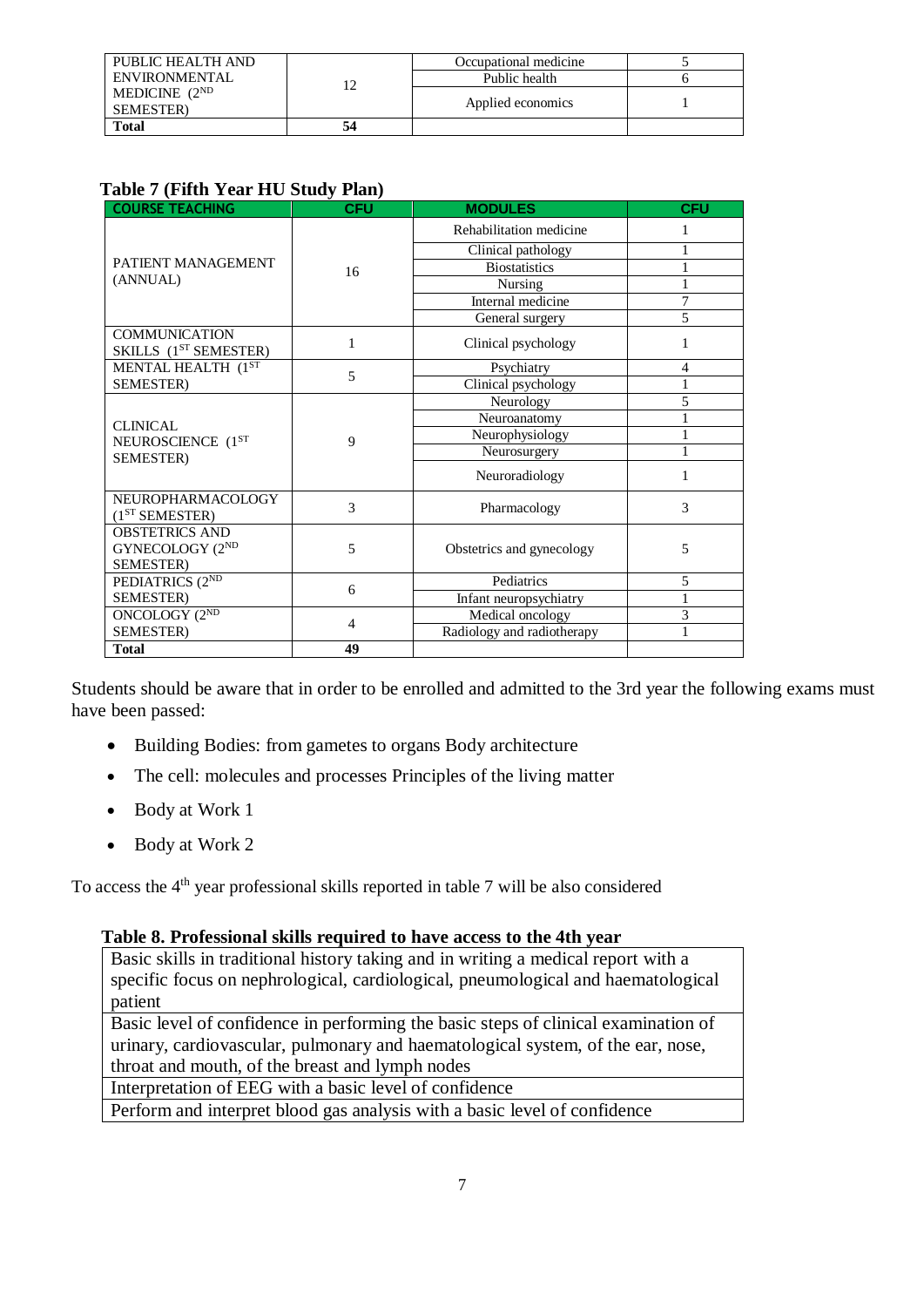| | | | |
|---|---|---|---|
| PUBLIC HEALTH AND ENVIRONMENTAL MEDICINE (2ND SEMESTER) | 12 | Occupational medicine | 5 |
| | | Public health | 6 |
| | | Applied economics | 1 |
| **Total** | **54** | | |

**Table 7 (Fifth Year HU Study Plan)**

| COURSE TEACHING | CFU | MODULES | CFU |
|---|---|---|---|
| PATIENT MANAGEMENT (ANNUAL) | 16 | Rehabilitation medicine | 1 |
| | | Clinical pathology | 1 |
| | | Biostatistics | 1 |
| | | Nursing | 1 |
| | | Internal medicine | 7 |
| | | General surgery | 5 |
| COMMUNICATION SKILLS (1ST SEMESTER) | 1 | Clinical psychology | 1 |
| MENTAL HEALTH (1ST SEMESTER) | 5 | Psychiatry | 4 |
| | | Clinical psychology | 1 |
| CLINICAL NEUROSCIENCE (1ST SEMESTER) | 9 | Neurology | 5 |
| | | Neuroanatomy | 1 |
| | | Neurophysiology | 1 |
| | | Neurosurgery | 1 |
| | | Neuroradiology | 1 |
| NEUROPHARMACOLOGY (1ST SEMESTER) | 3 | Pharmacology | 3 |
| OBSTETRICS AND GYNECOLOGY (2ND SEMESTER) | 5 | Obstetrics and gynecology | 5 |
| PEDIATRICS (2ND SEMESTER) | 6 | Pediatrics | 5 |
| | | Infant neuropsychiatry | 1 |
| ONCOLOGY (2ND SEMESTER) | 4 | Medical oncology | 3 |
| | | Radiology and radiotherapy | 1 |
| **Total** | **49** | | |

Students should be aware that in order to be enrolled and admitted to the 3rd year the following exams must have been passed:

- Building Bodies: from gametes to organs Body architecture
- The cell: molecules and processes Principles of the living matter
- Body at Work 1
- Body at Work 2

To access the 4th year professional skills reported in table 7 will be also considered

**Table 8. Professional skills required to have access to the 4th year**

| |
|---|
| Basic skills in traditional history taking and in writing a medical report with a specific focus on nephrological, cardiological, pneumological and haematological patient |
| Basic level of confidence in performing the basic steps of clinical examination of urinary, cardiovascular, pulmonary and haematological system, of the ear, nose, throat and mouth, of the breast and lymph nodes |
| Interpretation of EEG with a basic level of confidence |
| Perform and interpret blood gas analysis with a basic level of confidence |